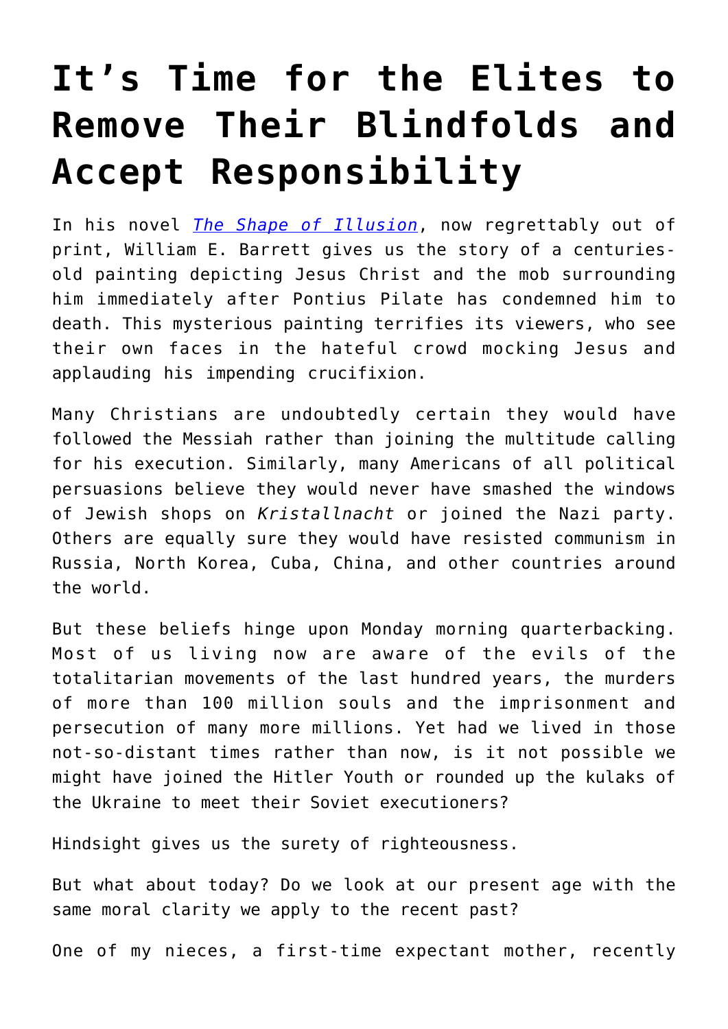# It's Time for the Elites to Remove Their Blindfolds and Accept Responsibility

In his novel *The Shape of Illusion*, now regrettably out of print, William E. Barrett gives us the story of a centuries-old painting depicting Jesus Christ and the mob surrounding him immediately after Pontius Pilate has condemned him to death. This mysterious painting terrifies its viewers, who see their own faces in the hateful crowd mocking Jesus and applauding his impending crucifixion.

Many Christians are undoubtedly certain they would have followed the Messiah rather than joining the multitude calling for his execution. Similarly, many Americans of all political persuasions believe they would never have smashed the windows of Jewish shops on *Kristallnacht* or joined the Nazi party. Others are equally sure they would have resisted communism in Russia, North Korea, Cuba, China, and other countries around the world.

But these beliefs hinge upon Monday morning quarterbacking. Most of us living now are aware of the evils of the totalitarian movements of the last hundred years, the murders of more than 100 million souls and the imprisonment and persecution of many more millions. Yet had we lived in those not-so-distant times rather than now, is it not possible we might have joined the Hitler Youth or rounded up the kulaks of the Ukraine to meet their Soviet executioners?

Hindsight gives us the surety of righteousness.

But what about today? Do we look at our present age with the same moral clarity we apply to the recent past?

One of my nieces, a first-time expectant mother, recently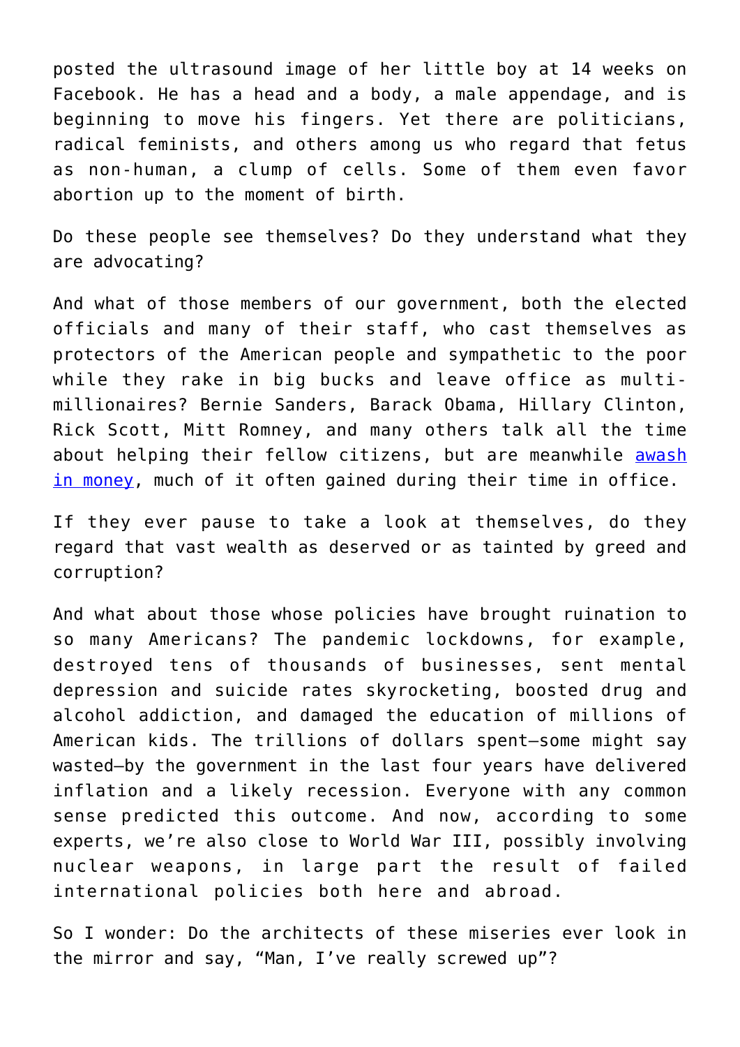posted the ultrasound image of her little boy at 14 weeks on Facebook. He has a head and a body, a male appendage, and is beginning to move his fingers. Yet there are politicians, radical feminists, and others among us who regard that fetus as non-human, a clump of cells. Some of them even favor abortion up to the moment of birth.

Do these people see themselves? Do they understand what they are advocating?

And what of those members of our government, both the elected officials and many of their staff, who cast themselves as protectors of the American people and sympathetic to the poor while they rake in big bucks and leave office as multi-millionaires? Bernie Sanders, Barack Obama, Hillary Clinton, Rick Scott, Mitt Romney, and many others talk all the time about helping their fellow citizens, but are meanwhile [awash in money](), much of it often gained during their time in office.

If they ever pause to take a look at themselves, do they regard that vast wealth as deserved or as tainted by greed and corruption?

And what about those whose policies have brought ruination to so many Americans? The pandemic lockdowns, for example, destroyed tens of thousands of businesses, sent mental depression and suicide rates skyrocketing, boosted drug and alcohol addiction, and damaged the education of millions of American kids. The trillions of dollars spent—some might say wasted—by the government in the last four years have delivered inflation and a likely recession. Everyone with any common sense predicted this outcome. And now, according to some experts, we're also close to World War III, possibly involving nuclear weapons, in large part the result of failed international policies both here and abroad.

So I wonder: Do the architects of these miseries ever look in the mirror and say, "Man, I've really screwed up"?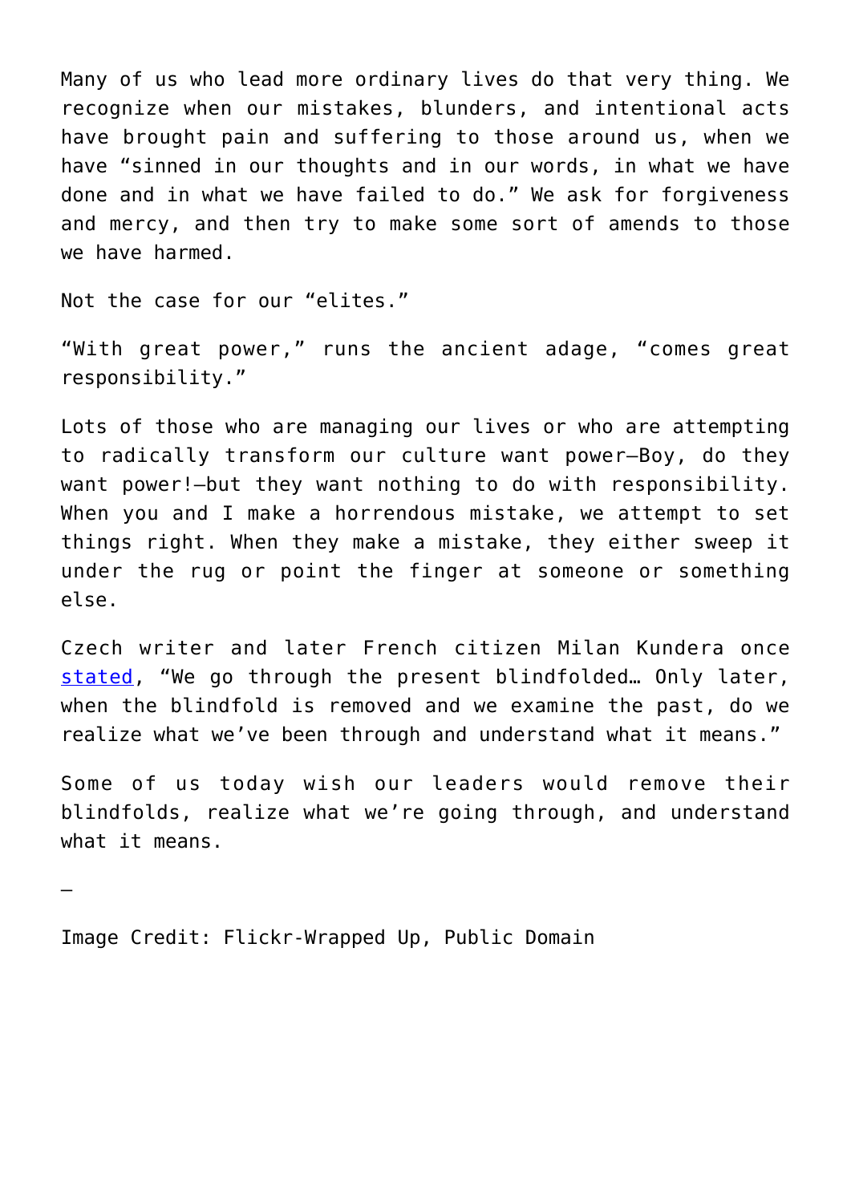Many of us who lead more ordinary lives do that very thing. We recognize when our mistakes, blunders, and intentional acts have brought pain and suffering to those around us, when we have "sinned in our thoughts and in our words, in what we have done and in what we have failed to do." We ask for forgiveness and mercy, and then try to make some sort of amends to those we have harmed.

Not the case for our "elites."

"With great power," runs the ancient adage, "comes great responsibility."

Lots of those who are managing our lives or who are attempting to radically transform our culture want power—Boy, do they want power!—but they want nothing to do with responsibility. When you and I make a horrendous mistake, we attempt to set things right. When they make a mistake, they either sweep it under the rug or point the finger at someone or something else.

Czech writer and later French citizen Milan Kundera once stated, "We go through the present blindfolded… Only later, when the blindfold is removed and we examine the past, do we realize what we've been through and understand what it means."

Some of us today wish our leaders would remove their blindfolds, realize what we're going through, and understand what it means.

—

Image Credit: Flickr-Wrapped Up, Public Domain